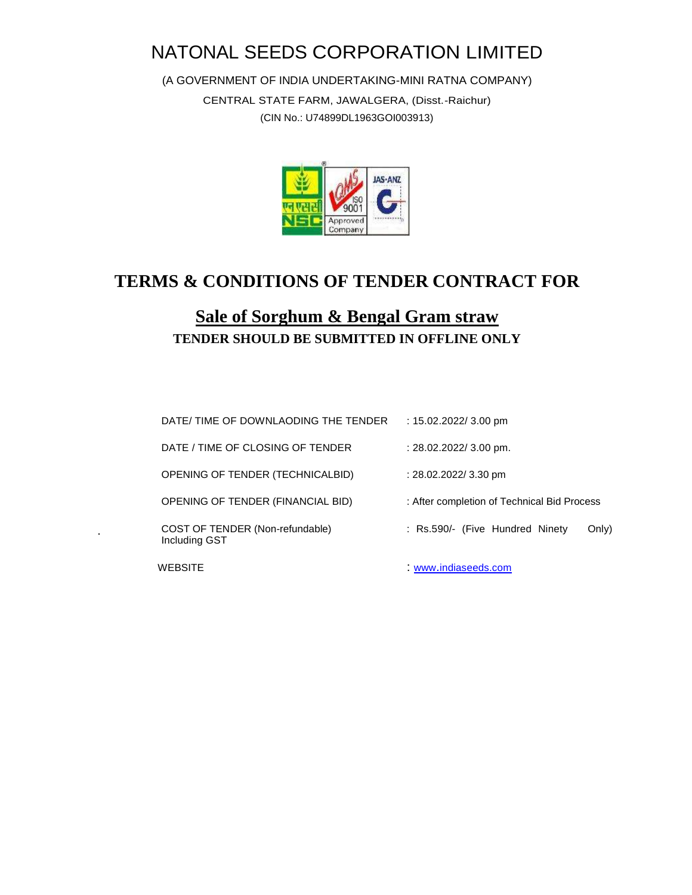# NATONAL SEEDS CORPORATION LIMITED

(A GOVERNMENT OF INDIA UNDERTAKING-MINI RATNA COMPANY)

CENTRAL STATE FARM, JAWALGERA, (Disst.-Raichur)

(CIN No.: U74899DL1963GOI003913)

## TERMS & CONDITIONS OF TENDER CONTRACT FOR

## <u>Sale of Sorghum & Bengal Gram straw</u>

**TENDER SHOULD BE SUBMITTED IN OFFLINE ONLY**

| | |
|---|---|
| DATE/ TIME OF DOWNLAODING THE TENDER | : 15.02.2022/ 3.00 pm |
| DATE / TIME OF CLOSING OF TENDER | : 28.02.2022/ 3.00 pm. |
| OPENING OF TENDER (TECHNICALBID) | : 28.02.2022/ 3.30 pm |
| OPENING OF TENDER (FINANCIAL BID) | : After completion of Technical Bid Process |
| COST OF TENDER (Non-refundable) Including GST | : Rs.590/- (Five Hundred Ninety Only) |
| WEBSITE | : www.indiaseeds.com |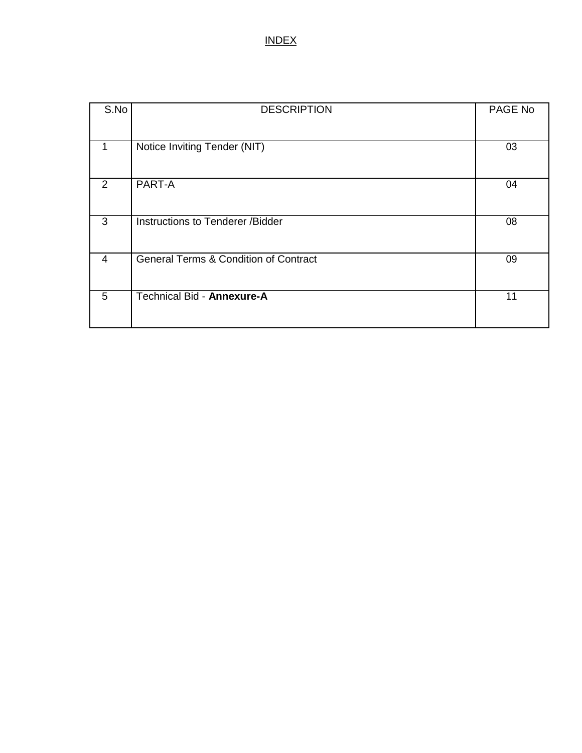# INDEX

| S.No | DESCRIPTION | PAGE No |
|---|---|---|
| 1 | Notice Inviting Tender (NIT) | 03 |
| 2 | PART-A | 04 |
| 3 | Instructions to Tenderer /Bidder | 08 |
| 4 | General Terms & Condition of Contract | 09 |
| 5 | Technical Bid - **Annexure-A** | 11 |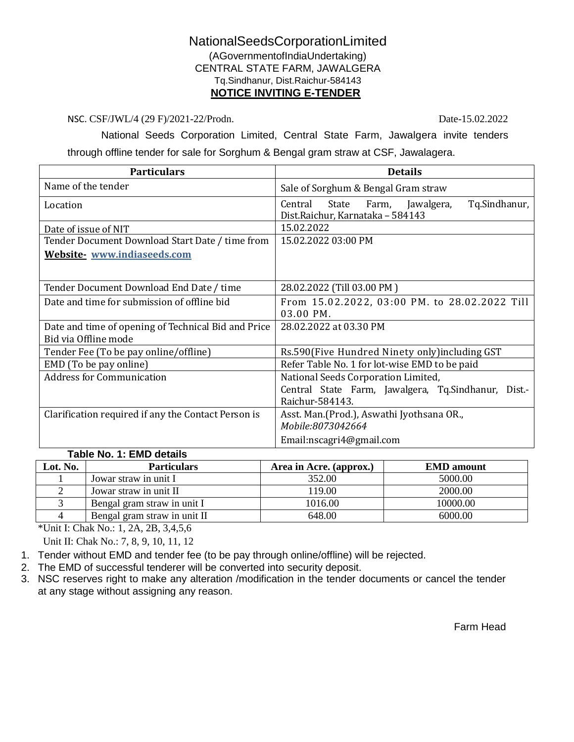# NationalSeedsCorporationLimited

(AGovernmentofIndiaUndertaking)

CENTRAL STATE FARM, JAWALGERA

Tq.Sindhanur, Dist.Raichur-584143

## NOTICE INVITING E-TENDER

NSC. CSF/JWL/4 (29 F)/2021-22/Prodn. Date-15.02.2022

National Seeds Corporation Limited, Central State Farm, Jawalgera invite tenders through offline tender for sale for Sorghum & Bengal gram straw at CSF, Jawalagera.

| Particulars | Details |
|---|---|
| Name of the tender | Sale of Sorghum & Bengal Gram straw |
| Location | Central State Farm, Jawalgera, Tq.Sindhanur, Dist.Raichur, Karnataka – 584143 |
| Date of issue of NIT | 15.02.2022 |
| Tender Document Download Start Date / time from **Website- www.indiaseeds.com** | 15.02.2022 03:00 PM |
| Tender Document Download End Date / time | 28.02.2022 (Till 03.00 PM ) |
| Date and time for submission of offline bid | From 15.02.2022, 03:00 PM. to 28.02.2022 Till 03.00 PM. |
| Date and time of opening of Technical Bid and Price Bid via Offline mode | 28.02.2022 at 03.30 PM |
| Tender Fee (To be pay online/offline) | Rs.590(Five Hundred Ninety only)including GST |
| EMD (To be pay online) | Refer Table No. 1 for lot-wise EMD to be paid |
| Address for Communication | National Seeds Corporation Limited, Central State Farm, Jawalgera, Tq.Sindhanur, Dist.-Raichur-584143. |
| Clarification required if any the Contact Person is | Asst. Man.(Prod.), Aswathi Jyothsana OR., *Mobile:8073042664* Email:nscagri4@gmail.com |

**Table No. 1: EMD details**

| Lot. No. | Particulars | Area in Acre. (approx.) | EMD amount |
|---|---|---|---|
| 1 | Jowar straw in unit I | 352.00 | 5000.00 |
| 2 | Jowar straw in unit II | 119.00 | 2000.00 |
| 3 | Bengal gram straw in unit I | 1016.00 | 10000.00 |
| 4 | Bengal gram straw in unit II | 648.00 | 6000.00 |

*Unit I: Chak No.: 1, 2A, 2B, 3,4,5,6

Unit II: Chak No.: 7, 8, 9, 10, 11, 12

1. Tender without EMD and tender fee (to be pay through online/offline) will be rejected.
2. The EMD of successful tenderer will be converted into security deposit.
3. NSC reserves right to make any alteration /modification in the tender documents or cancel the tender at any stage without assigning any reason.

Farm Head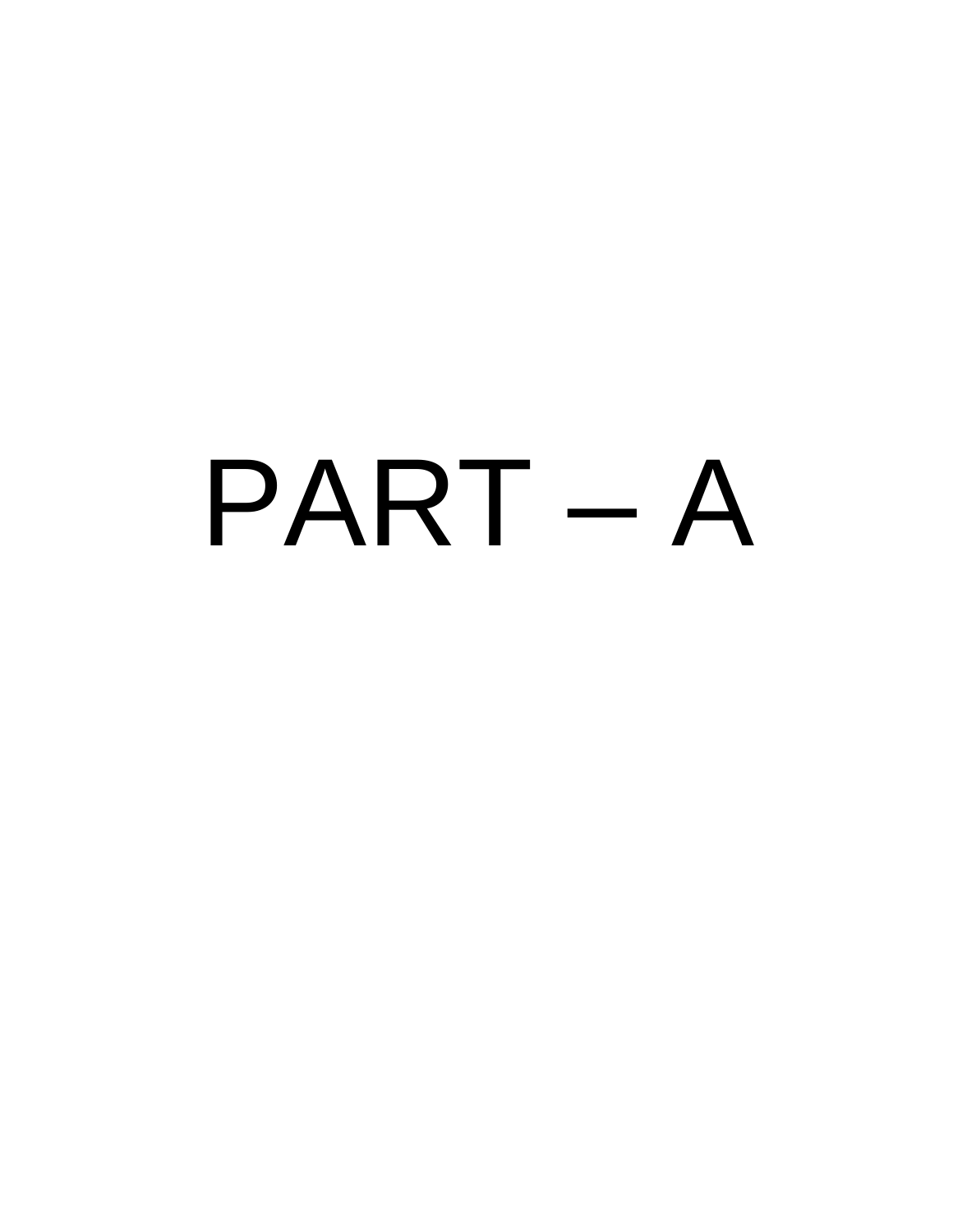# PART – A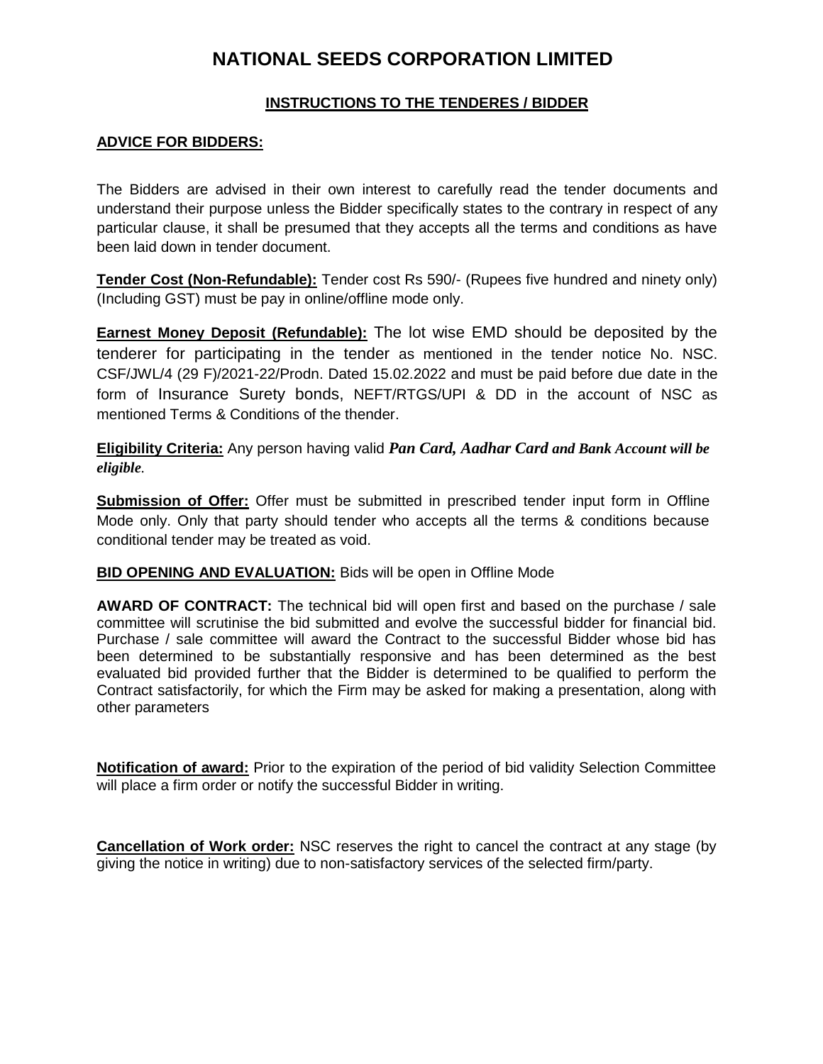# NATIONAL SEEDS CORPORATION LIMITED

## INSTRUCTIONS TO THE TENDERES / BIDDER

### ADVICE FOR BIDDERS:

The Bidders are advised in their own interest to carefully read the tender documents and understand their purpose unless the Bidder specifically states to the contrary in respect of any particular clause, it shall be presumed that they accepts all the terms and conditions as have been laid down in tender document.

**Tender Cost (Non-Refundable):** Tender cost Rs 590/- (Rupees five hundred and ninety only) (Including GST) must be pay in online/offline mode only.

**Earnest Money Deposit (Refundable):** The lot wise EMD should be deposited by the tenderer for participating in the tender as mentioned in the tender notice No. NSC. CSF/JWL/4 (29 F)/2021-22/Prodn. Dated 15.02.2022 and must be paid before due date in the form of Insurance Surety bonds, NEFT/RTGS/UPI & DD in the account of NSC as mentioned Terms & Conditions of the thender.

**Eligibility Criteria:** Any person having valid ***Pan Card, Aadhar Card and Bank Account will be eligible***.

**Submission of Offer:** Offer must be submitted in prescribed tender input form in Offline Mode only. Only that party should tender who accepts all the terms & conditions because conditional tender may be treated as void.

**BID OPENING AND EVALUATION:** Bids will be open in Offline Mode

**AWARD OF CONTRACT:** The technical bid will open first and based on the purchase / sale committee will scrutinise the bid submitted and evolve the successful bidder for financial bid. Purchase / sale committee will award the Contract to the successful Bidder whose bid has been determined to be substantially responsive and has been determined as the best evaluated bid provided further that the Bidder is determined to be qualified to perform the Contract satisfactorily, for which the Firm may be asked for making a presentation, along with other parameters

**Notification of award:** Prior to the expiration of the period of bid validity Selection Committee will place a firm order or notify the successful Bidder in writing.

**Cancellation of Work order:** NSC reserves the right to cancel the contract at any stage (by giving the notice in writing) due to non-satisfactory services of the selected firm/party.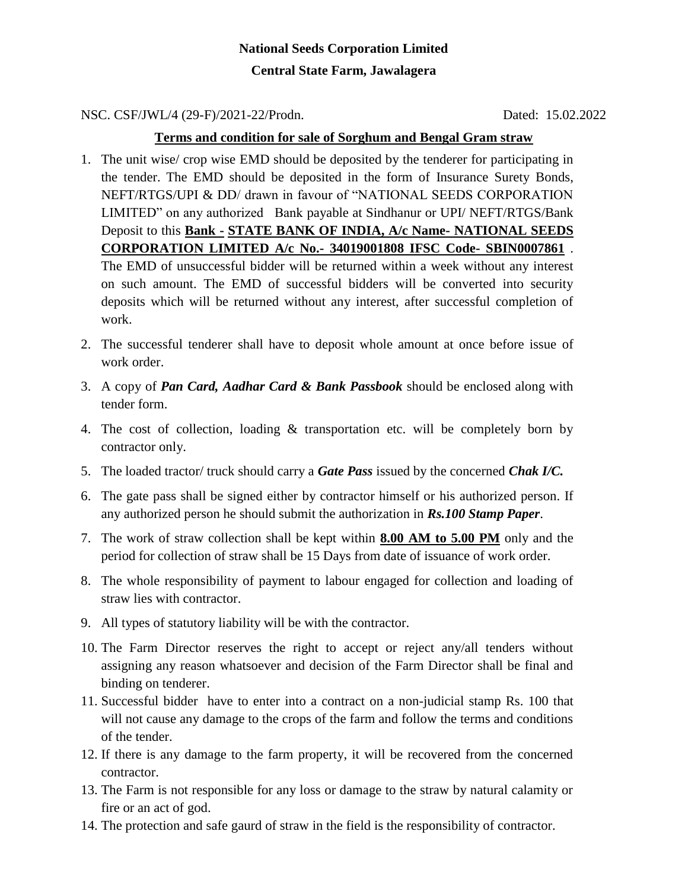**National Seeds Corporation Limited**

**Central State Farm, Jawalagera**

NSC. CSF/JWL/4 (29-F)/2021-22/Prodn. Dated: 15.02.2022

**<u>Terms and condition for sale of Sorghum and Bengal Gram straw</u>**

1. The unit wise/ crop wise EMD should be deposited by the tenderer for participating in the tender. The EMD should be deposited in the form of Insurance Surety Bonds, NEFT/RTGS/UPI & DD/ drawn in favour of "NATIONAL SEEDS CORPORATION LIMITED" on any authorized Bank payable at Sindhanur or UPI/ NEFT/RTGS/Bank Deposit to this **<u>Bank - STATE BANK OF INDIA, A/c Name- NATIONAL SEEDS CORPORATION LIMITED A/c No.- 34019001808 IFSC Code- SBIN0007861</u>** . The EMD of unsuccessful bidder will be returned within a week without any interest on such amount. The EMD of successful bidders will be converted into security deposits which will be returned without any interest, after successful completion of work.
2. The successful tenderer shall have to deposit whole amount at once before issue of work order.
3. A copy of ***Pan Card, Aadhar Card & Bank Passbook*** should be enclosed along with tender form.
4. The cost of collection, loading & transportation etc. will be completely born by contractor only.
5. The loaded tractor/ truck should carry a ***Gate Pass*** issued by the concerned ***Chak I/C.***
6. The gate pass shall be signed either by contractor himself or his authorized person. If any authorized person he should submit the authorization in ***Rs.100 Stamp Paper***.
7. The work of straw collection shall be kept within **<u>8.00 AM to 5.00 PM</u>** only and the period for collection of straw shall be 15 Days from date of issuance of work order.
8. The whole responsibility of payment to labour engaged for collection and loading of straw lies with contractor.
9. All types of statutory liability will be with the contractor.
10. The Farm Director reserves the right to accept or reject any/all tenders without assigning any reason whatsoever and decision of the Farm Director shall be final and binding on tenderer.
11. Successful bidder have to enter into a contract on a non-judicial stamp Rs. 100 that will not cause any damage to the crops of the farm and follow the terms and conditions of the tender.
12. If there is any damage to the farm property, it will be recovered from the concerned contractor.
13. The Farm is not responsible for any loss or damage to the straw by natural calamity or fire or an act of god.
14. The protection and safe gaurd of straw in the field is the responsibility of contractor.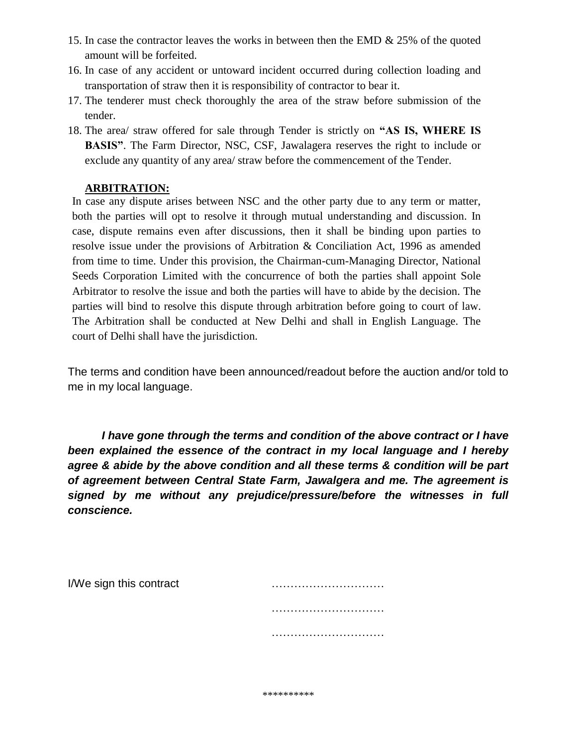15. In case the contractor leaves the works in between then the EMD & 25% of the quoted amount will be forfeited.
16. In case of any accident or untoward incident occurred during collection loading and transportation of straw then it is responsibility of contractor to bear it.
17. The tenderer must check thoroughly the area of the straw before submission of the tender.
18. The area/ straw offered for sale through Tender is strictly on **"AS IS, WHERE IS BASIS"**. The Farm Director, NSC, CSF, Jawalagera reserves the right to include or exclude any quantity of any area/ straw before the commencement of the Tender.

**ARBITRATION:**

In case any dispute arises between NSC and the other party due to any term or matter, both the parties will opt to resolve it through mutual understanding and discussion. In case, dispute remains even after discussions, then it shall be binding upon parties to resolve issue under the provisions of Arbitration & Conciliation Act, 1996 as amended from time to time. Under this provision, the Chairman-cum-Managing Director, National Seeds Corporation Limited with the concurrence of both the parties shall appoint Sole Arbitrator to resolve the issue and both the parties will have to abide by the decision. The parties will bind to resolve this dispute through arbitration before going to court of law. The Arbitration shall be conducted at New Delhi and shall in English Language. The court of Delhi shall have the jurisdiction.

The terms and condition have been announced/readout before the auction and/or told to me in my local language.

***I have gone through the terms and condition of the above contract or I have been explained the essence of the contract in my local language and I hereby agree & abide by the above condition and all these terms & condition will be part of agreement between Central State Farm, Jawalgera and me. The agreement is signed by me without any prejudice/pressure/before the witnesses in full conscience.***

I/We sign this contract …………………………

…………………………

…………………………

**********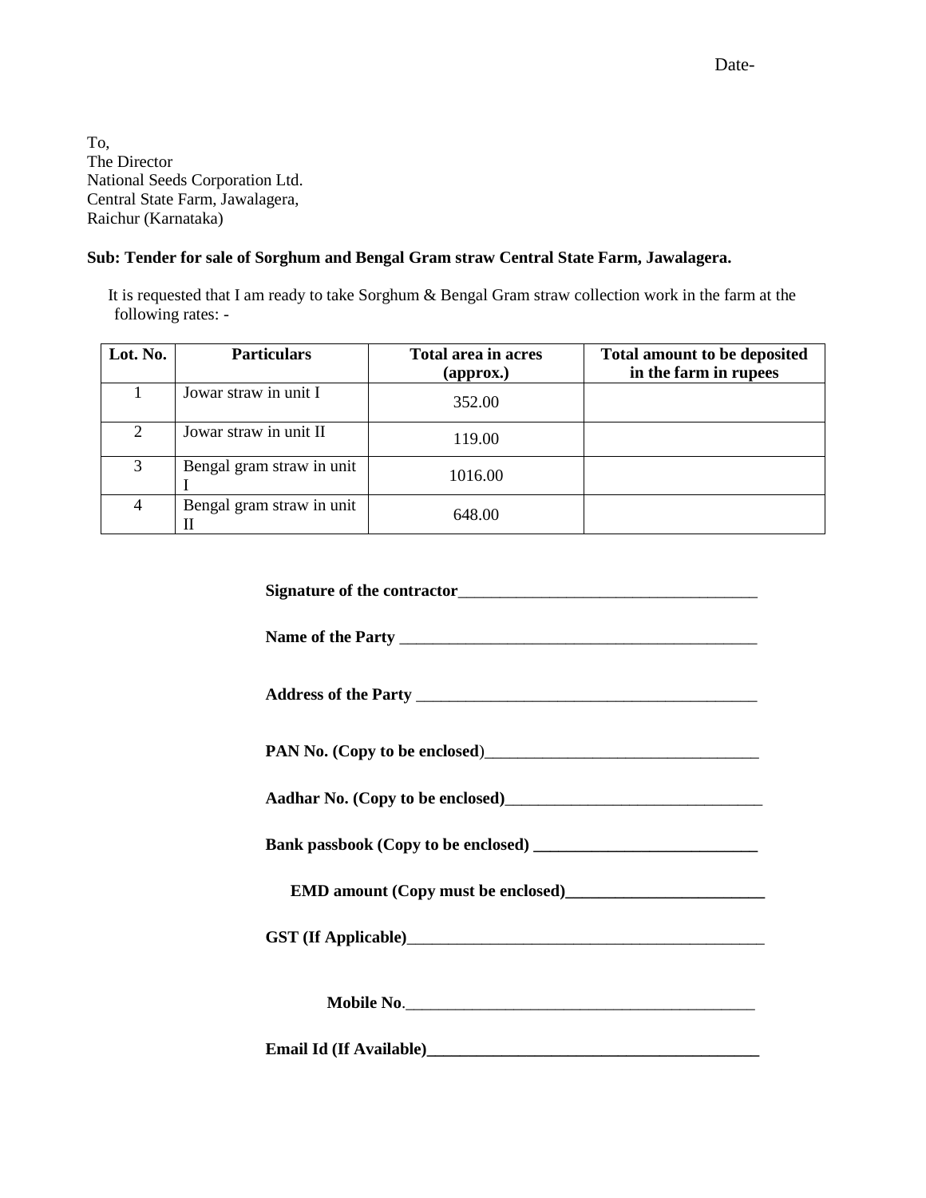Date-

To,
The Director
National Seeds Corporation Ltd.
Central State Farm, Jawalagera,
Raichur (Karnataka)

**Sub: Tender for sale of Sorghum and Bengal Gram straw Central State Farm, Jawalagera.**

It is requested that I am ready to take Sorghum & Bengal Gram straw collection work in the farm at the following rates: -

| Lot. No. | Particulars | Total area in acres (approx.) | Total amount to be deposited in the farm in rupees |
|---|---|---|---|
| 1 | Jowar straw in unit I | 352.00 | |
| 2 | Jowar straw in unit II | 119.00 | |
| 3 | Bengal gram straw in unit I | 1016.00 | |
| 4 | Bengal gram straw in unit II | 648.00 | |

**Signature of the contractor**_____________________________________

**Name of the Party** ____________________________________________

**Address of the Party** _________________________________________

**PAN No. (Copy to be enclosed**)_________________________________

**Aadhar No. (Copy to be enclosed)**_______________________________

**Bank passbook (Copy to be enclosed) ___________________________**

**EMD amount (Copy must be enclosed)________________________**

**GST (If Applicable)**____________________________________________

**Mobile No**.__________________________________________

**Email Id (If Available)________________________________________**